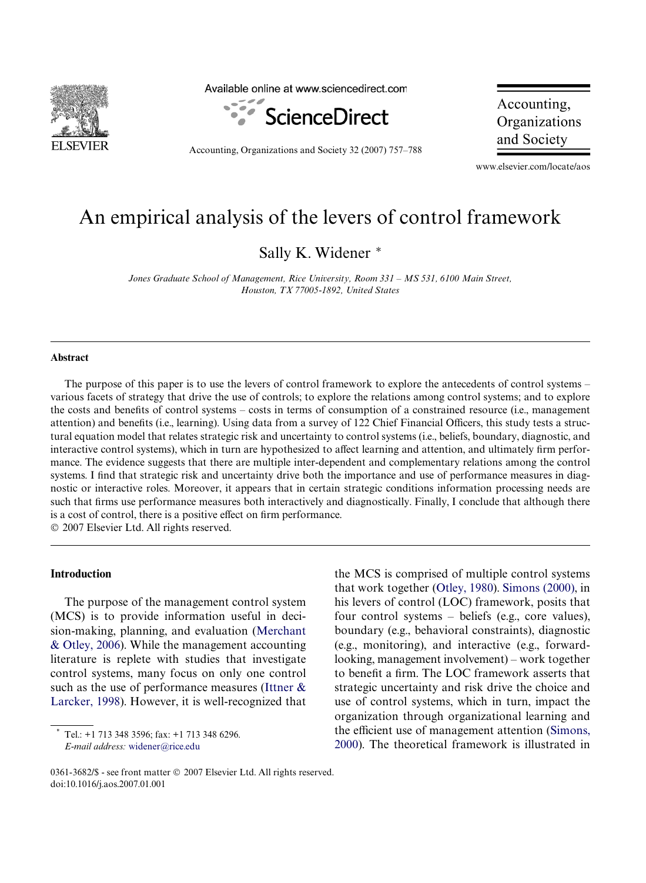# An empirical analysis of the levers of control framework

Sally K. Widener *

*Jones Graduate School of Management, Rice University, Room 331 – MS 531, 6100 Main Street, Houston, TX 77005-1892, United States*

## Abstract

The purpose of this paper is to use the levers of control framework to explore the antecedents of control systems – various facets of strategy that drive the use of controls; to explore the relations among control systems; and to explore the costs and benefits of control systems – costs in terms of consumption of a constrained resource (i.e., management attention) and benefits (i.e., learning). Using data from a survey of 122 Chief Financial Officers, this study tests a structural equation model that relates strategic risk and uncertainty to control systems (i.e., beliefs, boundary, diagnostic, and interactive control systems), which in turn are hypothesized to affect learning and attention, and ultimately firm performance. The evidence suggests that there are multiple inter-dependent and complementary relations among the control systems. I find that strategic risk and uncertainty drive both the importance and use of performance measures in diagnostic or interactive roles. Moreover, it appears that in certain strategic conditions information processing needs are such that firms use performance measures both interactively and diagnostically. Finally, I conclude that although there is a cost of control, there is a positive effect on firm performance.

© 2007 Elsevier Ltd. All rights reserved.

## Introduction

The purpose of the management control system (MCS) is to provide information useful in decision-making, planning, and evaluation (Merchant & Otley, 2006). While the management accounting literature is replete with studies that investigate control systems, many focus on only one control such as the use of performance measures (Ittner & Larcker, 1998). However, it is well-recognized that the MCS is comprised of multiple control systems that work together (Otley, 1980). Simons (2000), in his levers of control (LOC) framework, posits that four control systems – beliefs (e.g., core values), boundary (e.g., behavioral constraints), diagnostic (e.g., monitoring), and interactive (e.g., forward-looking, management involvement) – work together to benefit a firm. The LOC framework asserts that strategic uncertainty and risk drive the choice and use of control systems, which in turn, impact the organization through organizational learning and the efficient use of management attention (Simons, 2000). The theoretical framework is illustrated in

* Tel.: +1 713 348 3596; fax: +1 713 348 6296.
*E-mail address:* widener@rice.edu

0361-3682/$ - see front matter © 2007 Elsevier Ltd. All rights reserved.
doi:10.1016/j.aos.2007.01.001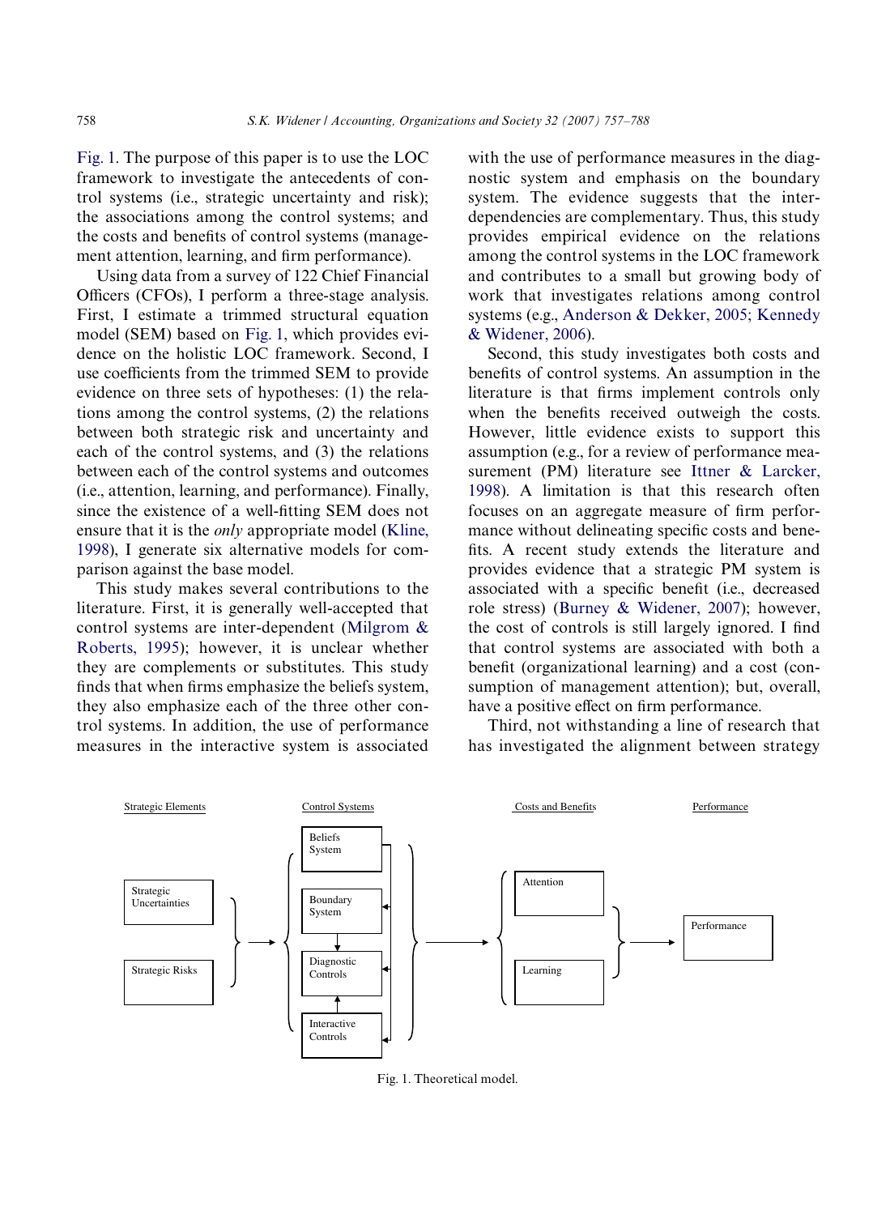Fig. 1. The purpose of this paper is to use the LOC framework to investigate the antecedents of control systems (i.e., strategic uncertainty and risk); the associations among the control systems; and the costs and benefits of control systems (management attention, learning, and firm performance).

Using data from a survey of 122 Chief Financial Officers (CFOs), I perform a three-stage analysis. First, I estimate a trimmed structural equation model (SEM) based on Fig. 1, which provides evidence on the holistic LOC framework. Second, I use coefficients from the trimmed SEM to provide evidence on three sets of hypotheses: (1) the relations among the control systems, (2) the relations between both strategic risk and uncertainty and each of the control systems, and (3) the relations between each of the control systems and outcomes (i.e., attention, learning, and performance). Finally, since the existence of a well-fitting SEM does not ensure that it is the *only* appropriate model (Kline, 1998), I generate six alternative models for comparison against the base model.

This study makes several contributions to the literature. First, it is generally well-accepted that control systems are inter-dependent (Milgrom & Roberts, 1995); however, it is unclear whether they are complements or substitutes. This study finds that when firms emphasize the beliefs system, they also emphasize each of the three other control systems. In addition, the use of performance measures in the interactive system is associated with the use of performance measures in the diagnostic system and emphasis on the boundary system. The evidence suggests that the interdependencies are complementary. Thus, this study provides empirical evidence on the relations among the control systems in the LOC framework and contributes to a small but growing body of work that investigates relations among control systems (e.g., Anderson & Dekker, 2005; Kennedy & Widener, 2006).

Second, this study investigates both costs and benefits of control systems. An assumption in the literature is that firms implement controls only when the benefits received outweigh the costs. However, little evidence exists to support this assumption (e.g., for a review of performance measurement (PM) literature see Ittner & Larcker, 1998). A limitation is that this research often focuses on an aggregate measure of firm performance without delineating specific costs and benefits. A recent study extends the literature and provides evidence that a strategic PM system is associated with a specific benefit (i.e., decreased role stress) (Burney & Widener, 2007); however, the cost of controls is still largely ignored. I find that control systems are associated with both a benefit (organizational learning) and a cost (consumption of management attention); but, overall, have a positive effect on firm performance.

Third, not withstanding a line of research that has investigated the alignment between strategy

Fig. 1. Theoretical model.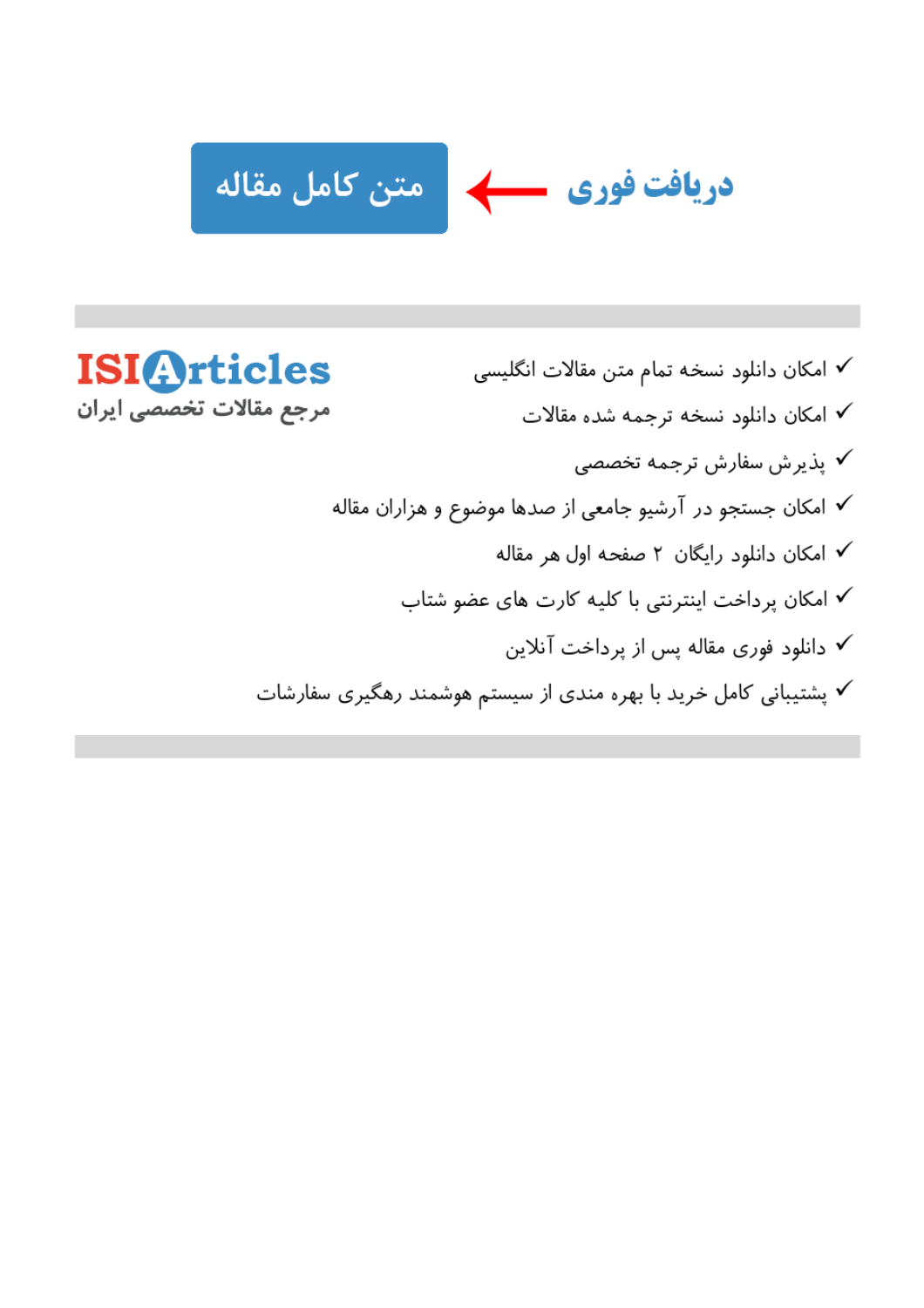دریافت فوری ← **متن کامل مقاله**

**ISIArticles**

مرجع مقالات تخصصی ایران

- ✓ امکان دانلود نسخه تمام متن مقالات انگلیسی
- ✓ امکان دانلود نسخه ترجمه شده مقالات
- ✓ پذیرش سفارش ترجمه تخصصی
- ✓ امکان جستجو در آرشیو جامعی از صدها موضوع و هزاران مقاله
- ✓ امکان دانلود رایگان ۲ صفحه اول هر مقاله
- ✓ امکان پرداخت اینترنتی با کلیه کارت های عضو شتاب
- ✓ دانلود فوری مقاله پس از پرداخت آنلاین
- ✓ پشتیبانی کامل خرید با بهره مندی از سیستم هوشمند رهگیری سفارشات